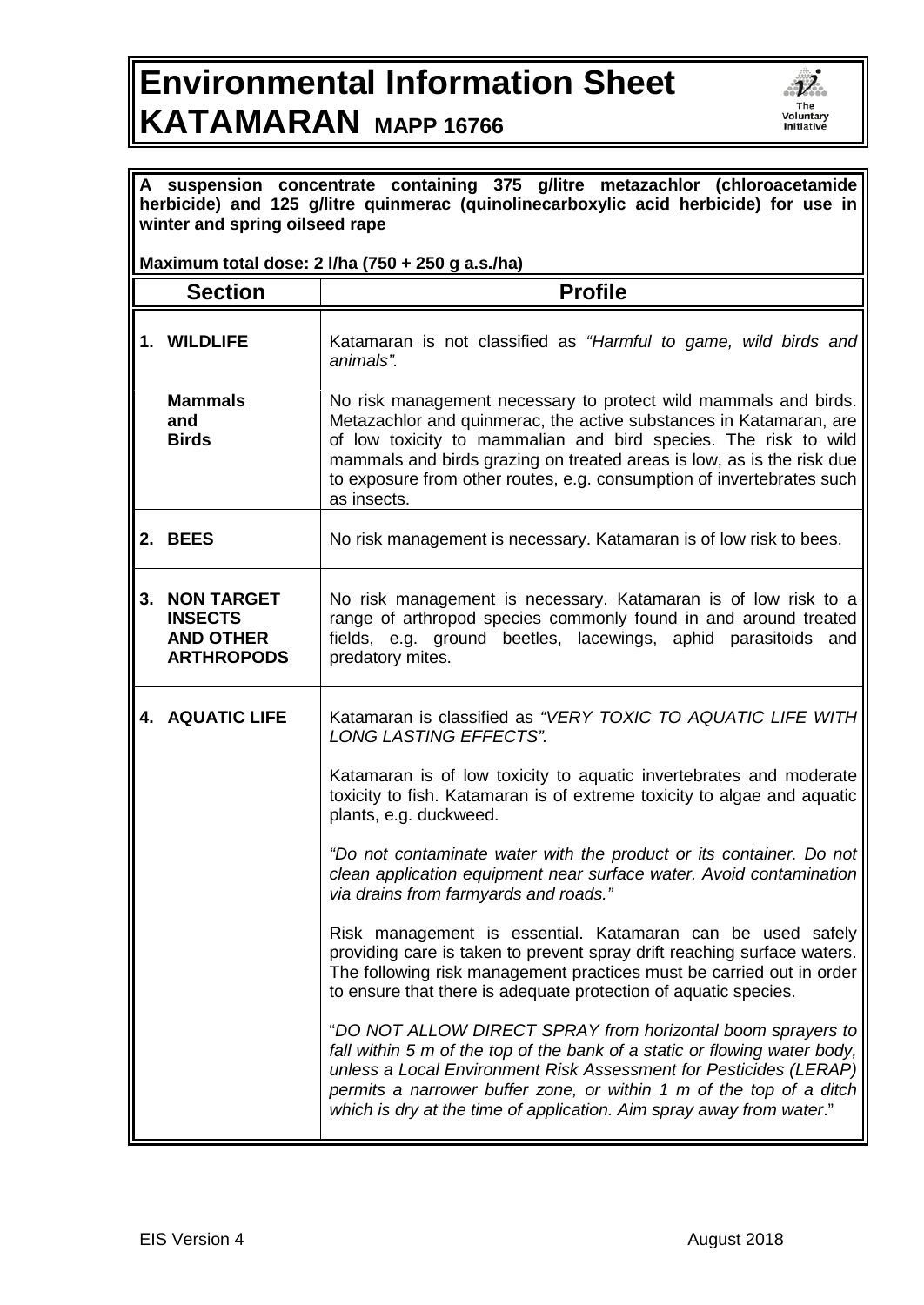# Environmental Information Sheet
# KATAMARAN MAPP 16766

**A suspension concentrate containing 375 g/litre metazachlor (chloroacetamide herbicide) and 125 g/litre quinmerac (quinolinecarboxylic acid herbicide) for use in winter and spring oilseed rape**

**Maximum total dose: 2 l/ha (750 + 250 g a.s./ha)**

| Section | Profile |
|---|---|
| **1. WILDLIFE** | Katamaran is not classified as *"Harmful to game, wild birds and animals".* |
| **Mammals and Birds** | No risk management necessary to protect wild mammals and birds. Metazachlor and quinmerac, the active substances in Katamaran, are of low toxicity to mammalian and bird species. The risk to wild mammals and birds grazing on treated areas is low, as is the risk due to exposure from other routes, e.g. consumption of invertebrates such as insects. |
| **2. BEES** | No risk management is necessary. Katamaran is of low risk to bees. |
| **3. NON TARGET INSECTS AND OTHER ARTHROPODS** | No risk management is necessary. Katamaran is of low risk to a range of arthropod species commonly found in and around treated fields, e.g. ground beetles, lacewings, aphid parasitoids and predatory mites. |
| **4. AQUATIC LIFE** | Katamaran is classified as *"VERY TOXIC TO AQUATIC LIFE WITH LONG LASTING EFFECTS".*<br><br>Katamaran is of low toxicity to aquatic invertebrates and moderate toxicity to fish. Katamaran is of extreme toxicity to algae and aquatic plants, e.g. duckweed.<br><br>*"Do not contaminate water with the product or its container. Do not clean application equipment near surface water. Avoid contamination via drains from farmyards and roads."*<br><br>Risk management is essential. Katamaran can be used safely providing care is taken to prevent spray drift reaching surface waters. The following risk management practices must be carried out in order to ensure that there is adequate protection of aquatic species.<br><br>"*DO NOT ALLOW DIRECT SPRAY from horizontal boom sprayers to fall within 5 m of the top of the bank of a static or flowing water body, unless a Local Environment Risk Assessment for Pesticides (LERAP) permits a narrower buffer zone, or within 1 m of the top of a ditch which is dry at the time of application. Aim spray away from water*." |

EIS Version 4 August 2018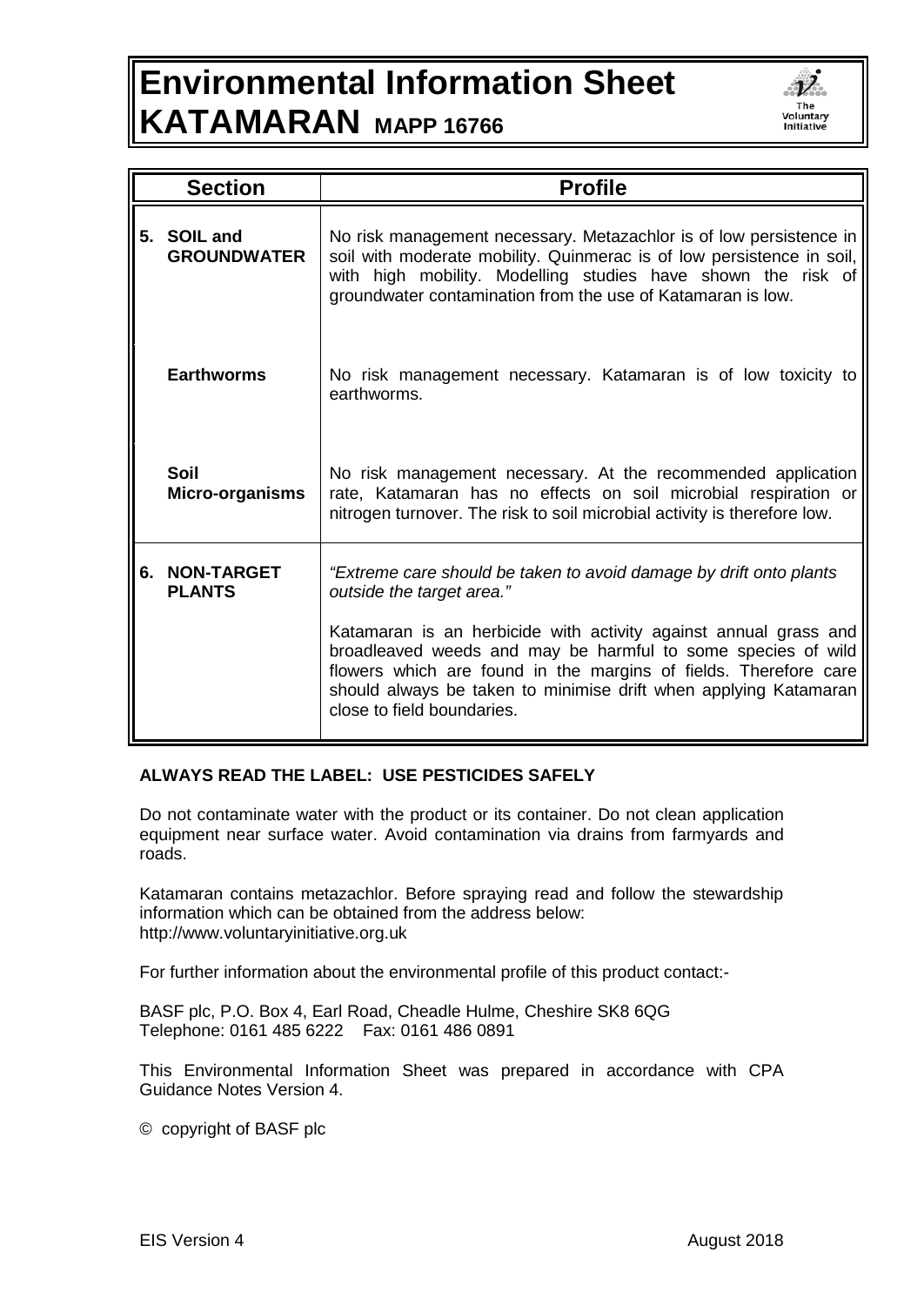# Environmental Information Sheet
# KATAMARAN MAPP 16766

| Section | Profile |
| --- | --- |
| **5. SOIL and GROUNDWATER** | No risk management necessary. Metazachlor is of low persistence in soil with moderate mobility. Quinmerac is of low persistence in soil, with high mobility. Modelling studies have shown the risk of groundwater contamination from the use of Katamaran is low. |
| **Earthworms** | No risk management necessary. Katamaran is of low toxicity to earthworms. |
| **Soil Micro-organisms** | No risk management necessary. At the recommended application rate, Katamaran has no effects on soil microbial respiration or nitrogen turnover. The risk to soil microbial activity is therefore low. |
| **6. NON-TARGET PLANTS** | *"Extreme care should be taken to avoid damage by drift onto plants outside the target area."*<br><br>Katamaran is an herbicide with activity against annual grass and broadleaved weeds and may be harmful to some species of wild flowers which are found in the margins of fields. Therefore care should always be taken to minimise drift when applying Katamaran close to field boundaries. |

**ALWAYS READ THE LABEL: USE PESTICIDES SAFELY**

Do not contaminate water with the product or its container. Do not clean application equipment near surface water. Avoid contamination via drains from farmyards and roads.

Katamaran contains metazachlor. Before spraying read and follow the stewardship information which can be obtained from the address below:
http://www.voluntaryinitiative.org.uk

For further information about the environmental profile of this product contact:-

BASF plc, P.O. Box 4, Earl Road, Cheadle Hulme, Cheshire SK8 6QG
Telephone: 0161 485 6222 Fax: 0161 486 0891

This Environmental Information Sheet was prepared in accordance with CPA Guidance Notes Version 4.

© copyright of BASF plc

EIS Version 4 August 2018